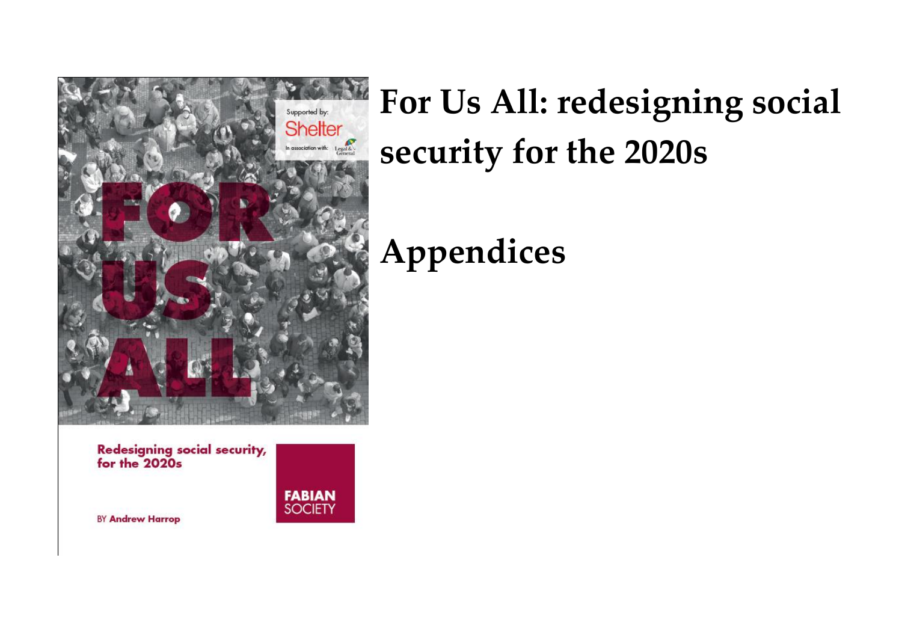# For Us All: redesigning social security for the 2020s

# Appendices

Supported by: Shelter

In association with: Legal & General

FOR US ALL

Redesigning social security, for the 2020s

BY Andrew Harrop

FABIAN SOCIETY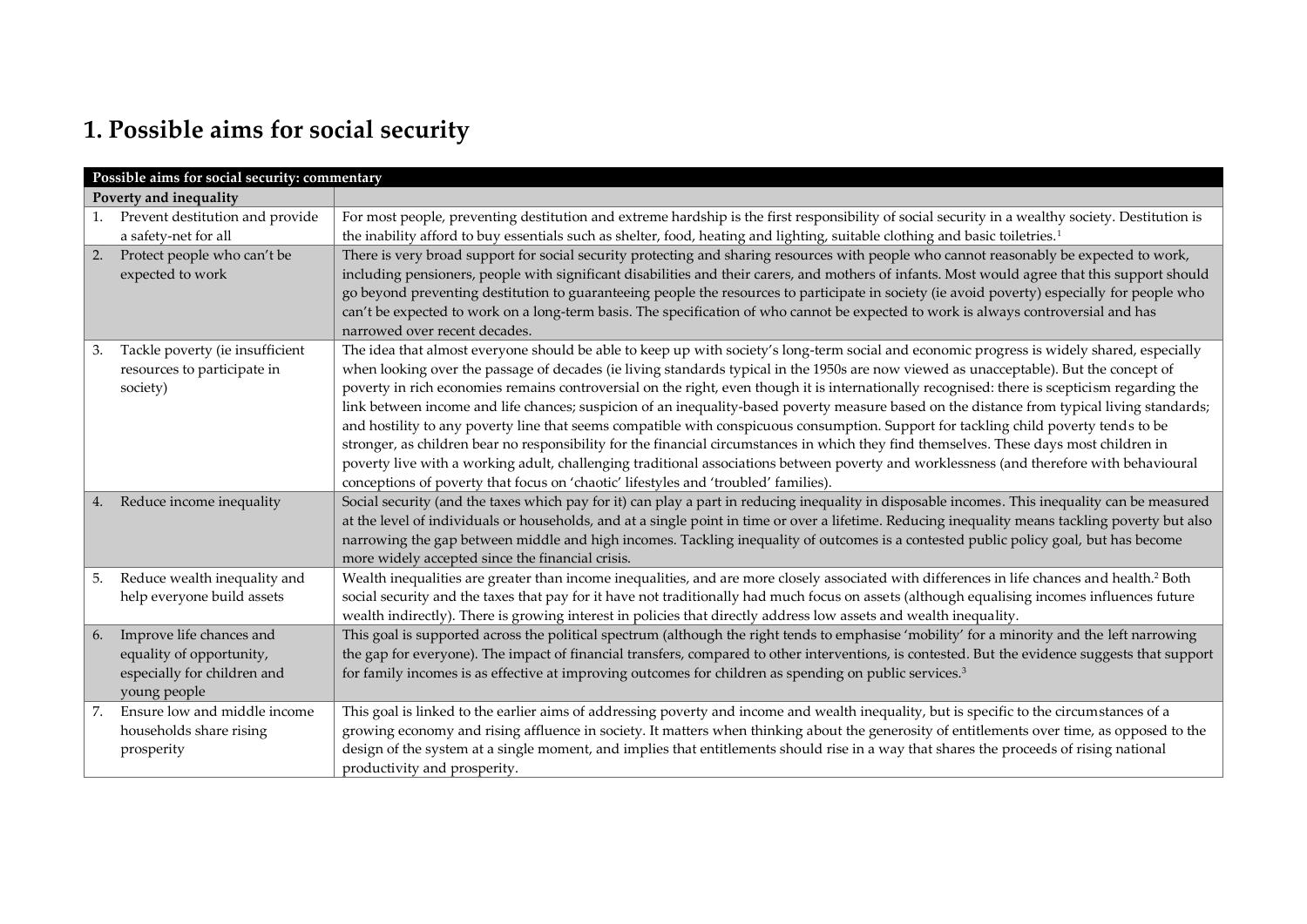# 1. Possible aims for social security

| **Possible aims for social security: commentary** | |
|---|---|
| **Poverty and inequality** | |
| 1. Prevent destitution and provide a safety-net for all | For most people, preventing destitution and extreme hardship is the first responsibility of social security in a wealthy society. Destitution is the inability afford to buy essentials such as shelter, food, heating and lighting, suitable clothing and basic toiletries.[1] |
| 2. Protect people who can't be expected to work | There is very broad support for social security protecting and sharing resources with people who cannot reasonably be expected to work, including pensioners, people with significant disabilities and their carers, and mothers of infants. Most would agree that this support should go beyond preventing destitution to guaranteeing people the resources to participate in society (ie avoid poverty) especially for people who can't be expected to work on a long-term basis. The specification of who cannot be expected to work is always controversial and has narrowed over recent decades. |
| 3. Tackle poverty (ie insufficient resources to participate in society) | The idea that almost everyone should be able to keep up with society's long-term social and economic progress is widely shared, especially when looking over the passage of decades (ie living standards typical in the 1950s are now viewed as unacceptable). But the concept of poverty in rich economies remains controversial on the right, even though it is internationally recognised: there is scepticism regarding the link between income and life chances; suspicion of an inequality-based poverty measure based on the distance from typical living standards; and hostility to any poverty line that seems compatible with conspicuous consumption. Support for tackling child poverty tends to be stronger, as children bear no responsibility for the financial circumstances in which they find themselves. These days most children in poverty live with a working adult, challenging traditional associations between poverty and worklessness (and therefore with behavioural conceptions of poverty that focus on 'chaotic' lifestyles and 'troubled' families). |
| 4. Reduce income inequality | Social security (and the taxes which pay for it) can play a part in reducing inequality in disposable incomes. This inequality can be measured at the level of individuals or households, and at a single point in time or over a lifetime. Reducing inequality means tackling poverty but also narrowing the gap between middle and high incomes. Tackling inequality of outcomes is a contested public policy goal, but has become more widely accepted since the financial crisis. |
| 5. Reduce wealth inequality and help everyone build assets | Wealth inequalities are greater than income inequalities, and are more closely associated with differences in life chances and health.[2] Both social security and the taxes that pay for it have not traditionally had much focus on assets (although equalising incomes influences future wealth indirectly). There is growing interest in policies that directly address low assets and wealth inequality. |
| 6. Improve life chances and equality of opportunity, especially for children and young people | This goal is supported across the political spectrum (although the right tends to emphasise 'mobility' for a minority and the left narrowing the gap for everyone). The impact of financial transfers, compared to other interventions, is contested. But the evidence suggests that support for family incomes is as effective at improving outcomes for children as spending on public services.[3] |
| 7. Ensure low and middle income households share rising prosperity | This goal is linked to the earlier aims of addressing poverty and income and wealth inequality, but is specific to the circumstances of a growing economy and rising affluence in society. It matters when thinking about the generosity of entitlements over time, as opposed to the design of the system at a single moment, and implies that entitlements should rise in a way that shares the proceeds of rising national productivity and prosperity. |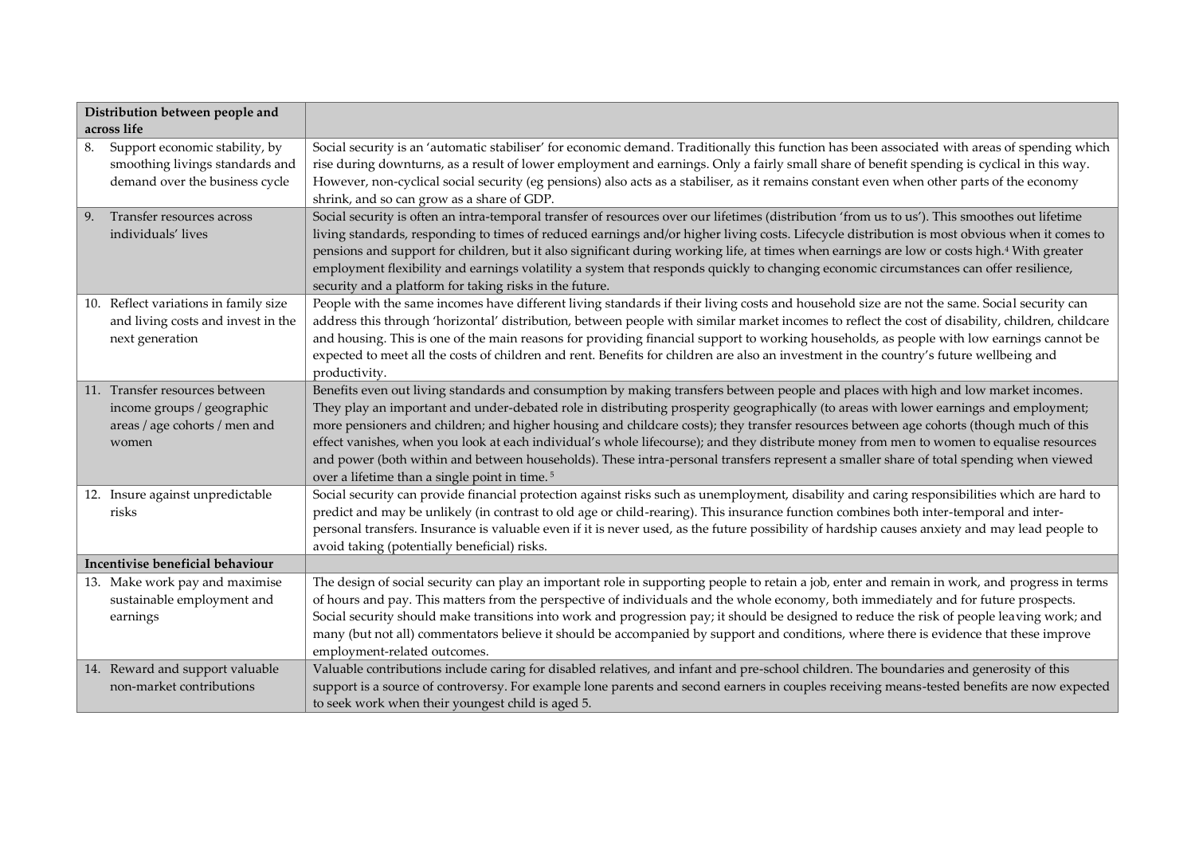| | |
|---|---|
| **Distribution between people and across life** | |
| 8. Support economic stability, by smoothing livings standards and demand over the business cycle | Social security is an 'automatic stabiliser' for economic demand. Traditionally this function has been associated with areas of spending which rise during downturns, as a result of lower employment and earnings. Only a fairly small share of benefit spending is cyclical in this way. However, non-cyclical social security (eg pensions) also acts as a stabiliser, as it remains constant even when other parts of the economy shrink, and so can grow as a share of GDP. |
| 9. Transfer resources across individuals' lives | Social security is often an intra-temporal transfer of resources over our lifetimes (distribution 'from us to us'). This smoothes out lifetime living standards, responding to times of reduced earnings and/or higher living costs. Lifecycle distribution is most obvious when it comes to pensions and support for children, but it also significant during working life, at times when earnings are low or costs high.[4] With greater employment flexibility and earnings volatility a system that responds quickly to changing economic circumstances can offer resilience, security and a platform for taking risks in the future. |
| 10. Reflect variations in family size and living costs and invest in the next generation | People with the same incomes have different living standards if their living costs and household size are not the same. Social security can address this through 'horizontal' distribution, between people with similar market incomes to reflect the cost of disability, children, childcare and housing. This is one of the main reasons for providing financial support to working households, as people with low earnings cannot be expected to meet all the costs of children and rent. Benefits for children are also an investment in the country's future wellbeing and productivity. |
| 11. Transfer resources between income groups / geographic areas / age cohorts / men and women | Benefits even out living standards and consumption by making transfers between people and places with high and low market incomes. They play an important and under-debated role in distributing prosperity geographically (to areas with lower earnings and employment; more pensioners and children; and higher housing and childcare costs); they transfer resources between age cohorts (though much of this effect vanishes, when you look at each individual's whole lifecourse); and they distribute money from men to women to equalise resources and power (both within and between households). These intra-personal transfers represent a smaller share of total spending when viewed over a lifetime than a single point in time.[5] |
| 12. Insure against unpredictable risks | Social security can provide financial protection against risks such as unemployment, disability and caring responsibilities which are hard to predict and may be unlikely (in contrast to old age or child-rearing). This insurance function combines both inter-temporal and inter-personal transfers. Insurance is valuable even if it is never used, as the future possibility of hardship causes anxiety and may lead people to avoid taking (potentially beneficial) risks. |
| **Incentivise beneficial behaviour** | |
| 13. Make work pay and maximise sustainable employment and earnings | The design of social security can play an important role in supporting people to retain a job, enter and remain in work, and progress in terms of hours and pay. This matters from the perspective of individuals and the whole economy, both immediately and for future prospects. Social security should make transitions into work and progression pay; it should be designed to reduce the risk of people leaving work; and many (but not all) commentators believe it should be accompanied by support and conditions, where there is evidence that these improve employment-related outcomes. |
| 14. Reward and support valuable non-market contributions | Valuable contributions include caring for disabled relatives, and infant and pre-school children. The boundaries and generosity of this support is a source of controversy. For example lone parents and second earners in couples receiving means-tested benefits are now expected to seek work when their youngest child is aged 5. |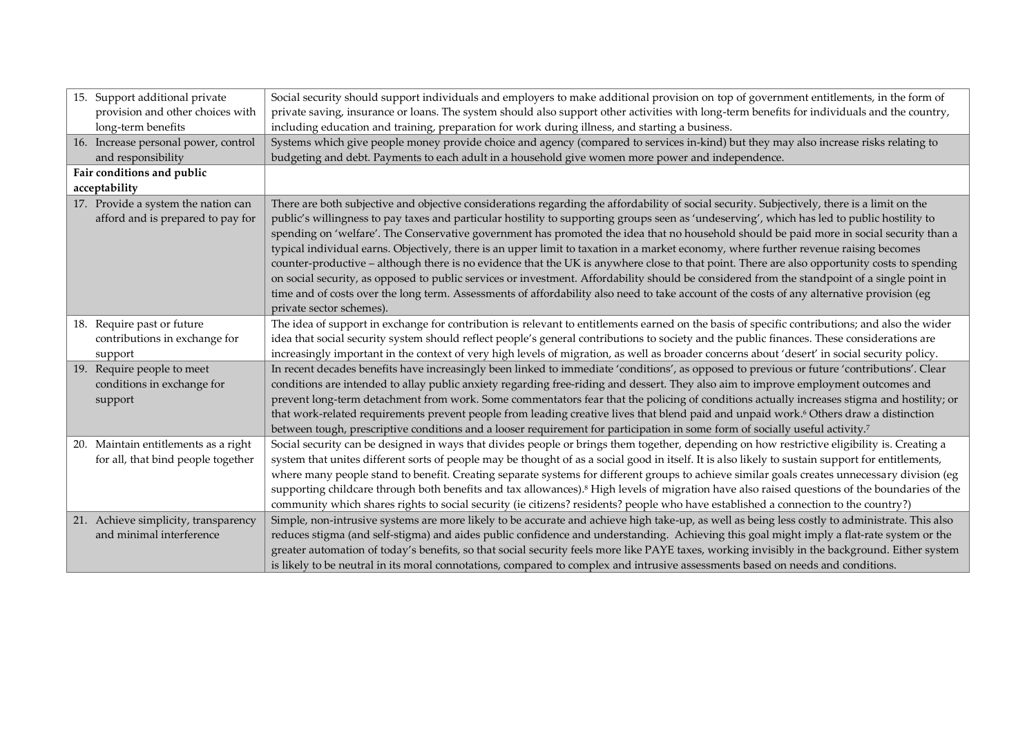| | |
|---|---|
| 15. Support additional private provision and other choices with long-term benefits | Social security should support individuals and employers to make additional provision on top of government entitlements, in the form of private saving, insurance or loans. The system should also support other activities with long-term benefits for individuals and the country, including education and training, preparation for work during illness, and starting a business. |
| 16. Increase personal power, control and responsibility | Systems which give people money provide choice and agency (compared to services in-kind) but they may also increase risks relating to budgeting and debt. Payments to each adult in a household give women more power and independence. |
| **Fair conditions and public acceptability** | |
| 17. Provide a system the nation can afford and is prepared to pay for | There are both subjective and objective considerations regarding the affordability of social security. Subjectively, there is a limit on the public's willingness to pay taxes and particular hostility to supporting groups seen as 'undeserving', which has led to public hostility to spending on 'welfare'. The Conservative government has promoted the idea that no household should be paid more in social security than a typical individual earns. Objectively, there is an upper limit to taxation in a market economy, where further revenue raising becomes counter-productive – although there is no evidence that the UK is anywhere close to that point. There are also opportunity costs to spending on social security, as opposed to public services or investment. Affordability should be considered from the standpoint of a single point in time and of costs over the long term. Assessments of affordability also need to take account of the costs of any alternative provision (eg private sector schemes). |
| 18. Require past or future contributions in exchange for support | The idea of support in exchange for contribution is relevant to entitlements earned on the basis of specific contributions; and also the wider idea that social security system should reflect people's general contributions to society and the public finances. These considerations are increasingly important in the context of very high levels of migration, as well as broader concerns about 'desert' in social security policy. |
| 19. Require people to meet conditions in exchange for support | In recent decades benefits have increasingly been linked to immediate 'conditions', as opposed to previous or future 'contributions'. Clear conditions are intended to allay public anxiety regarding free-riding and dessert. They also aim to improve employment outcomes and prevent long-term detachment from work. Some commentators fear that the policing of conditions actually increases stigma and hostility; or that work-related requirements prevent people from leading creative lives that blend paid and unpaid work.[6] Others draw a distinction between tough, prescriptive conditions and a looser requirement for participation in some form of socially useful activity.[7] |
| 20. Maintain entitlements as a right for all, that bind people together | Social security can be designed in ways that divides people or brings them together, depending on how restrictive eligibility is. Creating a system that unites different sorts of people may be thought of as a social good in itself. It is also likely to sustain support for entitlements, where many people stand to benefit. Creating separate systems for different groups to achieve similar goals creates unnecessary division (eg supporting childcare through both benefits and tax allowances).[8] High levels of migration have also raised questions of the boundaries of the community which shares rights to social security (ie citizens? residents? people who have established a connection to the country?) |
| 21. Achieve simplicity, transparency and minimal interference | Simple, non-intrusive systems are more likely to be accurate and achieve high take-up, as well as being less costly to administrate. This also reduces stigma (and self-stigma) and aides public confidence and understanding. Achieving this goal might imply a flat-rate system or the greater automation of today's benefits, so that social security feels more like PAYE taxes, working invisibly in the background. Either system is likely to be neutral in its moral connotations, compared to complex and intrusive assessments based on needs and conditions. |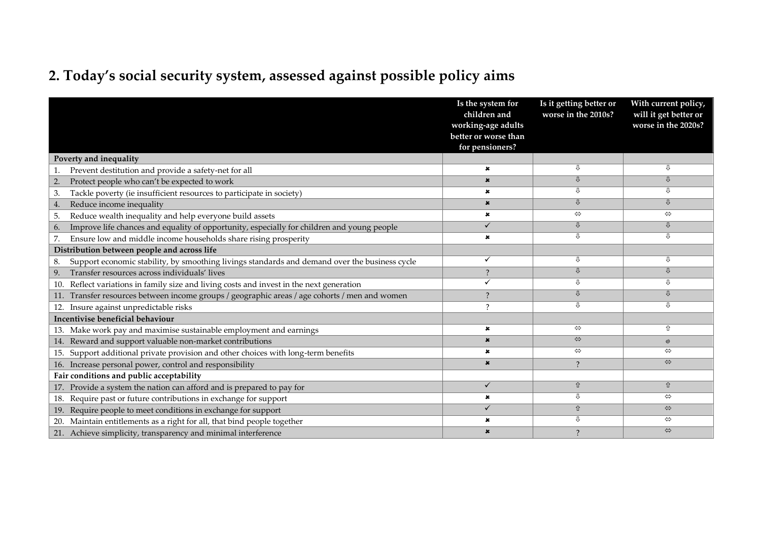## 2. Today's social security system, assessed against possible policy aims

| | Is the system for children and working-age adults better or worse than for pensioners? | Is it getting better or worse in the 2010s? | With current policy, will it get better or worse in the 2020s? |
|---|---|---|---|
| **Poverty and inequality** | | | |
| 1. Prevent destitution and provide a safety-net for all | ✖ | ⇩ | ⇩ |
| 2. Protect people who can't be expected to work | ✖ | ⇩ | ⇩ |
| 3. Tackle poverty (ie insufficient resources to participate in society) | ✖ | ⇩ | ⇩ |
| 4. Reduce income inequality | ✖ | ⇩ | ⇩ |
| 5. Reduce wealth inequality and help everyone build assets | ✖ | ⇔ | ⇔ |
| 6. Improve life chances and equality of opportunity, especially for children and young people | ✓ | ⇩ | ⇩ |
| 7. Ensure low and middle income households share rising prosperity | ✖ | ⇩ | ⇩ |
| **Distribution between people and across life** | | | |
| 8. Support economic stability, by smoothing livings standards and demand over the business cycle | ✓ | ⇩ | ⇩ |
| 9. Transfer resources across individuals' lives | ? | ⇩ | ⇩ |
| 10. Reflect variations in family size and living costs and invest in the next generation | ✓ | ⇩ | ⇩ |
| 11. Transfer resources between income groups / geographic areas / age cohorts / men and women | ? | ⇩ | ⇩ |
| 12. Insure against unpredictable risks | ? | ⇩ | ⇩ |
| **Incentivise beneficial behaviour** | | | |
| 13. Make work pay and maximise sustainable employment and earnings | ✖ | ⇔ | ⇧ |
| 14. Reward and support valuable non-market contributions | ✖ | ⇔ | ◎ |
| 15. Support additional private provision and other choices with long-term benefits | ✖ | ⇔ | ⇔ |
| 16. Increase personal power, control and responsibility | ✖ | ? | ⇔ |
| **Fair conditions and public acceptability** | | | |
| 17. Provide a system the nation can afford and is prepared to pay for | ✓ | ⇧ | ⇧ |
| 18. Require past or future contributions in exchange for support | ✖ | ⇩ | ⇔ |
| 19. Require people to meet conditions in exchange for support | ✓ | ⇧ | ⇔ |
| 20. Maintain entitlements as a right for all, that bind people together | ✖ | ⇩ | ⇔ |
| 21. Achieve simplicity, transparency and minimal interference | ✖ | ? | ⇔ |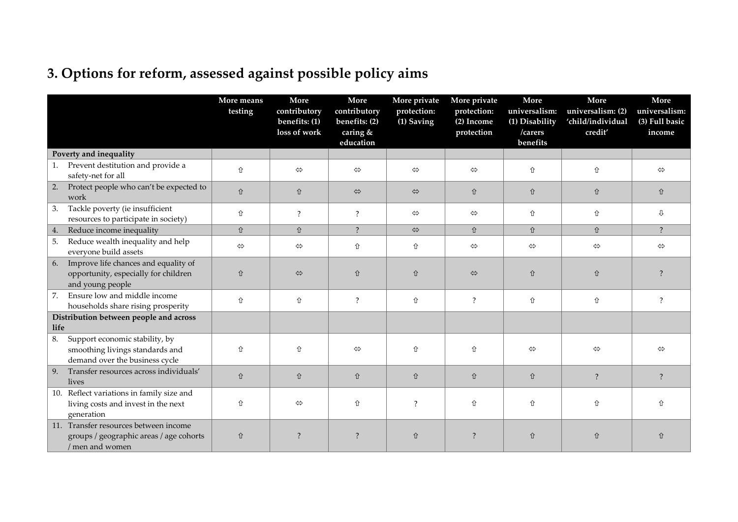# 3. Options for reform, assessed against possible policy aims

| | More means testing | More contributory benefits: (1) loss of work | More contributory benefits: (2) caring & education | More private protection: (1) Saving | More private protection: (2) Income protection | More universalism: (1) Disability /carers benefits | More universalism: (2) 'child/individual credit' | More universalism: (3) Full basic income |
|---|---|---|---|---|---|---|---|---|
| **Poverty and inequality** | | | | | | | | |
| 1. Prevent destitution and provide a safety-net for all | ⇧ | ⇔ | ⇔ | ⇔ | ⇔ | ⇧ | ⇧ | ⇔ |
| 2. Protect people who can't be expected to work | ⇧ | ⇧ | ⇔ | ⇔ | ⇧ | ⇧ | ⇧ | ⇧ |
| 3. Tackle poverty (ie insufficient resources to participate in society) | ⇧ | ? | ? | ⇔ | ⇔ | ⇧ | ⇧ | ⇩ |
| 4. Reduce income inequality | ⇧ | ⇧ | ? | ⇔ | ⇧ | ⇧ | ⇧ | ? |
| 5. Reduce wealth inequality and help everyone build assets | ⇔ | ⇔ | ⇧ | ⇧ | ⇔ | ⇔ | ⇔ | ⇔ |
| 6. Improve life chances and equality of opportunity, especially for children and young people | ⇧ | ⇔ | ⇧ | ⇧ | ⇔ | ⇧ | ⇧ | ? |
| 7. Ensure low and middle income households share rising prosperity | ⇧ | ⇧ | ? | ⇧ | ? | ⇧ | ⇧ | ? |
| **Distribution between people and across life** | | | | | | | | |
| 8. Support economic stability, by smoothing livings standards and demand over the business cycle | ⇧ | ⇧ | ⇔ | ⇧ | ⇧ | ⇔ | ⇔ | ⇔ |
| 9. Transfer resources across individuals' lives | ⇧ | ⇧ | ⇧ | ⇧ | ⇧ | ⇧ | ? | ? |
| 10. Reflect variations in family size and living costs and invest in the next generation | ⇧ | ⇔ | ⇧ | ? | ⇧ | ⇧ | ⇧ | ⇧ |
| 11. Transfer resources between income groups / geographic areas / age cohorts / men and women | ⇧ | ? | ? | ⇧ | ? | ⇧ | ⇧ | ⇧ |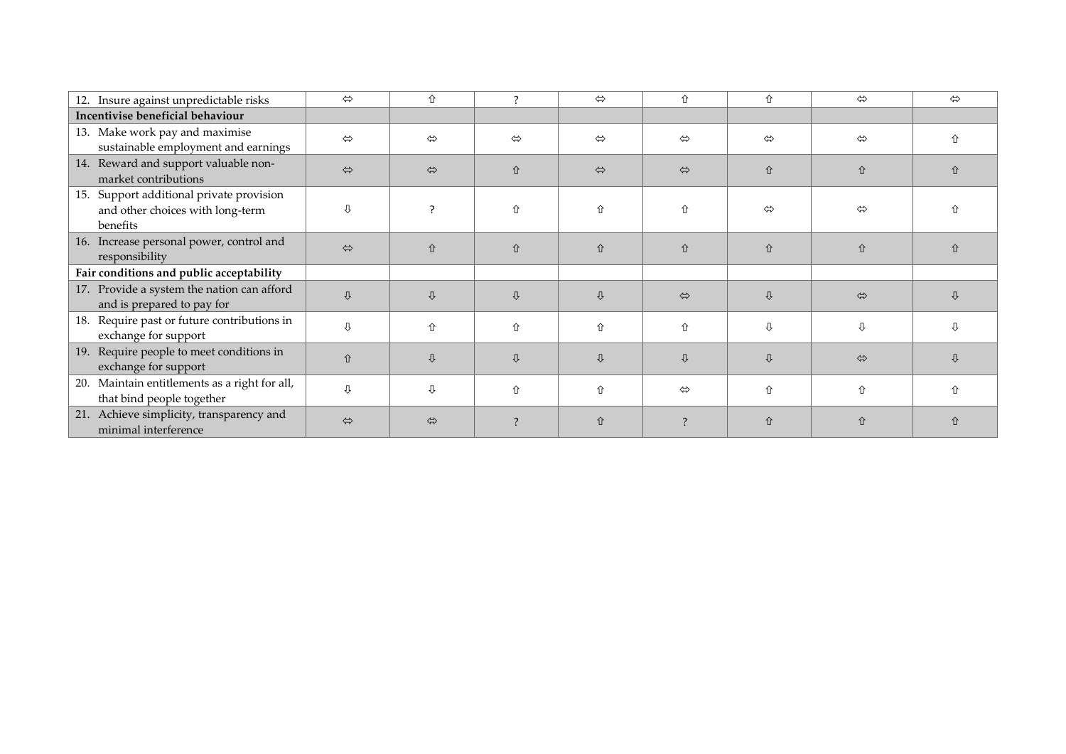| | | | | | | | | |
|---|---|---|---|---|---|---|---|---|
| 12. Insure against unpredictable risks | ⇔ | ⇧ | ? | ⇔ | ⇧ | ⇧ | ⇔ | ⇔ |
| **Incentivise beneficial behaviour** | | | | | | | | |
| 13. Make work pay and maximise sustainable employment and earnings | ⇔ | ⇔ | ⇔ | ⇔ | ⇔ | ⇔ | ⇔ | ⇧ |
| 14. Reward and support valuable non-market contributions | ⇔ | ⇔ | ⇧ | ⇔ | ⇔ | ⇧ | ⇧ | ⇧ |
| 15. Support additional private provision and other choices with long-term benefits | ⇩ | ? | ⇧ | ⇧ | ⇧ | ⇔ | ⇔ | ⇧ |
| 16. Increase personal power, control and responsibility | ⇔ | ⇧ | ⇧ | ⇧ | ⇧ | ⇧ | ⇧ | ⇧ |
| **Fair conditions and public acceptability** | | | | | | | | |
| 17. Provide a system the nation can afford and is prepared to pay for | ⇩ | ⇩ | ⇩ | ⇩ | ⇔ | ⇩ | ⇔ | ⇩ |
| 18. Require past or future contributions in exchange for support | ⇩ | ⇧ | ⇧ | ⇧ | ⇧ | ⇩ | ⇩ | ⇩ |
| 19. Require people to meet conditions in exchange for support | ⇧ | ⇩ | ⇩ | ⇩ | ⇩ | ⇩ | ⇔ | ⇩ |
| 20. Maintain entitlements as a right for all, that bind people together | ⇩ | ⇩ | ⇧ | ⇧ | ⇔ | ⇧ | ⇧ | ⇧ |
| 21. Achieve simplicity, transparency and minimal interference | ⇔ | ⇔ | ? | ⇧ | ? | ⇧ | ⇧ | ⇧ |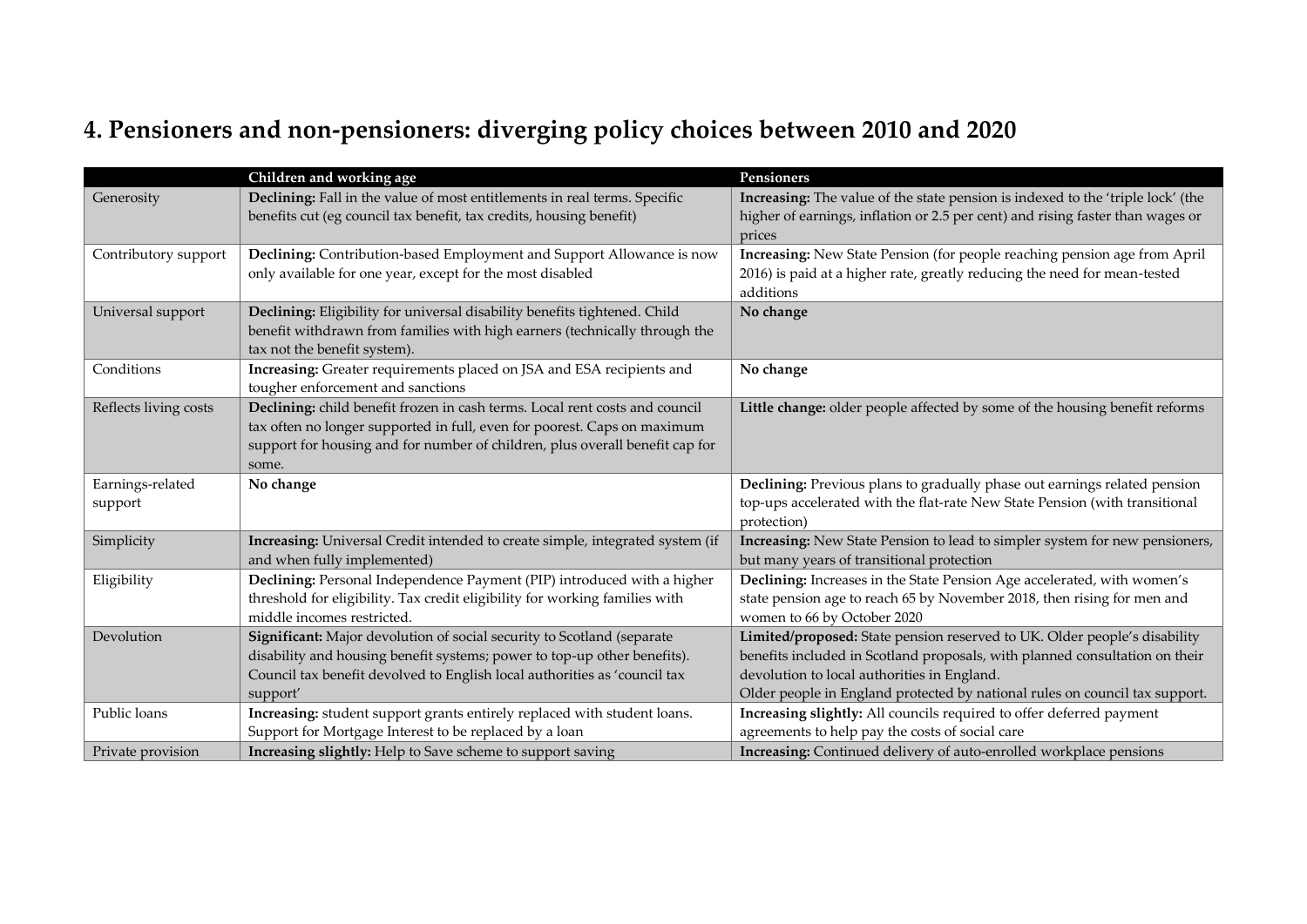# 4. Pensioners and non-pensioners: diverging policy choices between 2010 and 2020

| | Children and working age | Pensioners |
|---|---|---|
| Generosity | **Declining:** Fall in the value of most entitlements in real terms. Specific benefits cut (eg council tax benefit, tax credits, housing benefit) | **Increasing:** The value of the state pension is indexed to the 'triple lock' (the higher of earnings, inflation or 2.5 per cent) and rising faster than wages or prices |
| Contributory support | **Declining:** Contribution-based Employment and Support Allowance is now only available for one year, except for the most disabled | **Increasing:** New State Pension (for people reaching pension age from April 2016) is paid at a higher rate, greatly reducing the need for mean-tested additions |
| Universal support | **Declining:** Eligibility for universal disability benefits tightened. Child benefit withdrawn from families with high earners (technically through the tax not the benefit system). | **No change** |
| Conditions | **Increasing:** Greater requirements placed on JSA and ESA recipients and tougher enforcement and sanctions | **No change** |
| Reflects living costs | **Declining:** child benefit frozen in cash terms. Local rent costs and council tax often no longer supported in full, even for poorest. Caps on maximum support for housing and for number of children, plus overall benefit cap for some. | **Little change:** older people affected by some of the housing benefit reforms |
| Earnings-related support | **No change** | **Declining:** Previous plans to gradually phase out earnings related pension top-ups accelerated with the flat-rate New State Pension (with transitional protection) |
| Simplicity | **Increasing:** Universal Credit intended to create simple, integrated system (if and when fully implemented) | **Increasing:** New State Pension to lead to simpler system for new pensioners, but many years of transitional protection |
| Eligibility | **Declining:** Personal Independence Payment (PIP) introduced with a higher threshold for eligibility. Tax credit eligibility for working families with middle incomes restricted. | **Declining:** Increases in the State Pension Age accelerated, with women's state pension age to reach 65 by November 2018, then rising for men and women to 66 by October 2020 |
| Devolution | **Significant:** Major devolution of social security to Scotland (separate disability and housing benefit systems; power to top-up other benefits). Council tax benefit devolved to English local authorities as 'council tax support' | **Limited/proposed:** State pension reserved to UK. Older people's disability benefits included in Scotland proposals, with planned consultation on their devolution to local authorities in England. Older people in England protected by national rules on council tax support. |
| Public loans | **Increasing:** student support grants entirely replaced with student loans. Support for Mortgage Interest to be replaced by a loan | **Increasing slightly:** All councils required to offer deferred payment agreements to help pay the costs of social care |
| Private provision | **Increasing slightly:** Help to Save scheme to support saving | **Increasing:** Continued delivery of auto-enrolled workplace pensions |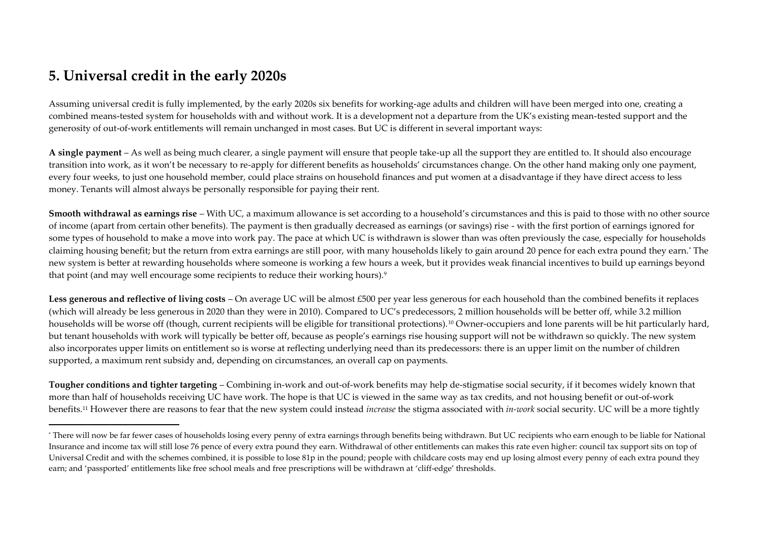## 5. Universal credit in the early 2020s

Assuming universal credit is fully implemented, by the early 2020s six benefits for working-age adults and children will have been merged into one, creating a combined means-tested system for households with and without work. It is a development not a departure from the UK's existing mean-tested support and the generosity of out-of-work entitlements will remain unchanged in most cases. But UC is different in several important ways:

**A single payment** – As well as being much clearer, a single payment will ensure that people take-up all the support they are entitled to. It should also encourage transition into work, as it won't be necessary to re-apply for different benefits as households' circumstances change. On the other hand making only one payment, every four weeks, to just one household member, could place strains on household finances and put women at a disadvantage if they have direct access to less money. Tenants will almost always be personally responsible for paying their rent.

**Smooth withdrawal as earnings rise** – With UC, a maximum allowance is set according to a household's circumstances and this is paid to those with no other source of income (apart from certain other benefits). The payment is then gradually decreased as earnings (or savings) rise - with the first portion of earnings ignored for some types of household to make a move into work pay. The pace at which UC is withdrawn is slower than was often previously the case, especially for households claiming housing benefit; but the return from extra earnings are still poor, with many households likely to gain around 20 pence for each extra pound they earn.[*] The new system is better at rewarding households where someone is working a few hours a week, but it provides weak financial incentives to build up earnings beyond that point (and may well encourage some recipients to reduce their working hours).[9]

**Less generous and reflective of living costs** – On average UC will be almost £500 per year less generous for each household than the combined benefits it replaces (which will already be less generous in 2020 than they were in 2010). Compared to UC's predecessors, 2 million households will be better off, while 3.2 million households will be worse off (though, current recipients will be eligible for transitional protections).[10] Owner-occupiers and lone parents will be hit particularly hard, but tenant households with work will typically be better off, because as people's earnings rise housing support will not be withdrawn so quickly. The new system also incorporates upper limits on entitlement so is worse at reflecting underlying need than its predecessors: there is an upper limit on the number of children supported, a maximum rent subsidy and, depending on circumstances, an overall cap on payments.

**Tougher conditions and tighter targeting** – Combining in-work and out-of-work benefits may help de-stigmatise social security, if it becomes widely known that more than half of households receiving UC have work. The hope is that UC is viewed in the same way as tax credits, and not housing benefit or out-of-work benefits.[11] However there are reasons to fear that the new system could instead *increase* the stigma associated with *in-work* social security. UC will be a more tightly

---

[*] There will now be far fewer cases of households losing every penny of extra earnings through benefits being withdrawn. But UC recipients who earn enough to be liable for National Insurance and income tax will still lose 76 pence of every extra pound they earn. Withdrawal of other entitlements can makes this rate even higher: council tax support sits on top of Universal Credit and with the schemes combined, it is possible to lose 81p in the pound; people with childcare costs may end up losing almost every penny of each extra pound they earn; and 'passported' entitlements like free school meals and free prescriptions will be withdrawn at 'cliff-edge' thresholds.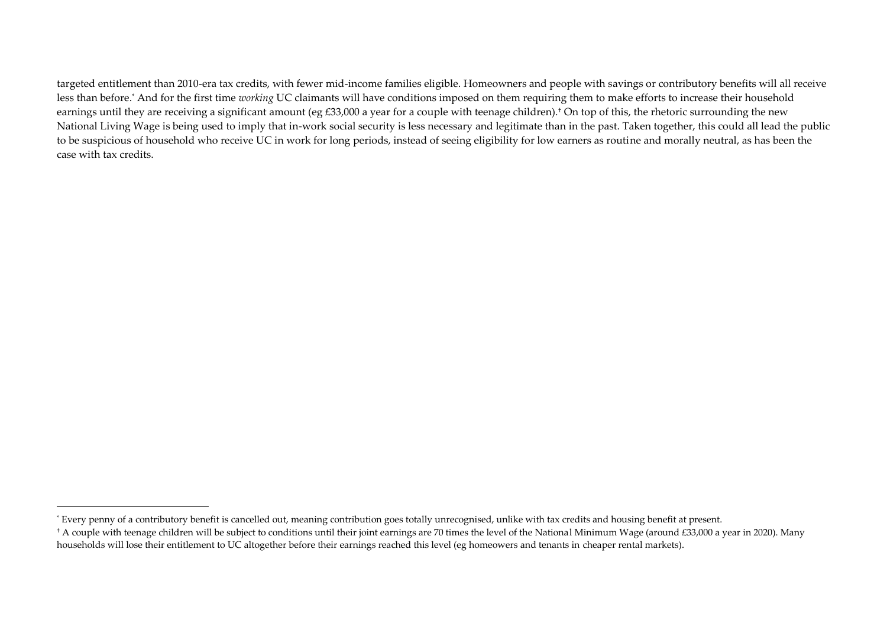targeted entitlement than 2010-era tax credits, with fewer mid-income families eligible. Homeowners and people with savings or contributory benefits will all receive less than before.[*] And for the first time *working* UC claimants will have conditions imposed on them requiring them to make efforts to increase their household earnings until they are receiving a significant amount (eg £33,000 a year for a couple with teenage children).[†] On top of this, the rhetoric surrounding the new National Living Wage is being used to imply that in-work social security is less necessary and legitimate than in the past. Taken together, this could all lead the public to be suspicious of household who receive UC in work for long periods, instead of seeing eligibility for low earners as routine and morally neutral, as has been the case with tax credits.

---

[*] Every penny of a contributory benefit is cancelled out, meaning contribution goes totally unrecognised, unlike with tax credits and housing benefit at present.

[†] A couple with teenage children will be subject to conditions until their joint earnings are 70 times the level of the National Minimum Wage (around £33,000 a year in 2020). Many households will lose their entitlement to UC altogether before their earnings reached this level (eg homeowers and tenants in cheaper rental markets).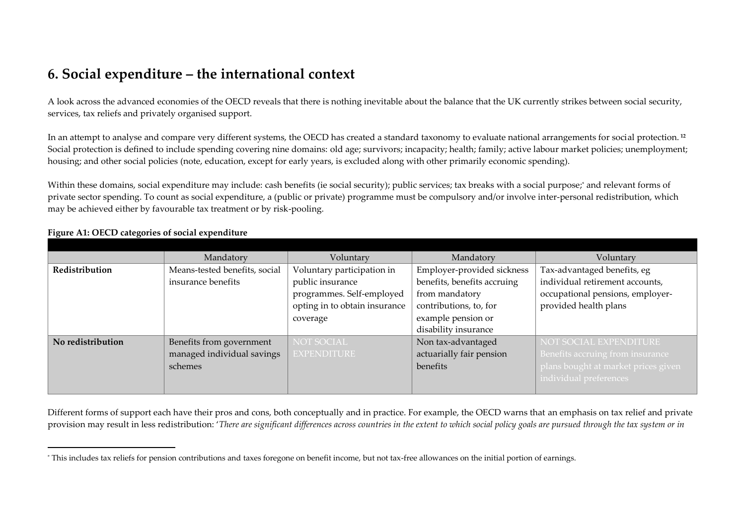## 6. Social expenditure – the international context

A look across the advanced economies of the OECD reveals that there is nothing inevitable about the balance that the UK currently strikes between social security, services, tax reliefs and privately organised support.

In an attempt to analyse and compare very different systems, the OECD has created a standard taxonomy to evaluate national arrangements for social protection.[12] Social protection is defined to include spending covering nine domains: old age; survivors; incapacity; health; family; active labour market policies; unemployment; housing; and other social policies (note, education, except for early years, is excluded along with other primarily economic spending).

Within these domains, social expenditure may include: cash benefits (ie social security); public services; tax breaks with a social purpose;[*] and relevant forms of private sector spending. To count as social expenditure, a (public or private) programme must be compulsory and/or involve inter-personal redistribution, which may be achieved either by favourable tax treatment or by risk-pooling.

**Figure A1: OECD categories of social expenditure**

| | Mandatory | Voluntary | Mandatory | Voluntary |
|---|---|---|---|---|
| **Redistribution** | Means-tested benefits, social insurance benefits | Voluntary participation in public insurance programmes. Self-employed opting in to obtain insurance coverage | Employer-provided sickness benefits, benefits accruing from mandatory contributions, to, for example pension or disability insurance | Tax-advantaged benefits, eg individual retirement accounts, occupational pensions, employer-provided health plans |
| **No redistribution** | Benefits from government managed individual savings schemes | NOT SOCIAL EXPENDITURE | Non tax-advantaged actuarially fair pension benefits | NOT SOCIAL EXPENDITURE Benefits accruing from insurance plans bought at market prices given individual preferences |

Different forms of support each have their pros and cons, both conceptually and in practice. For example, the OECD warns that an emphasis on tax relief and private provision may result in less redistribution: '*There are significant differences across countries in the extent to which social policy goals are pursued through the tax system or in*

[*] This includes tax reliefs for pension contributions and taxes foregone on benefit income, but not tax-free allowances on the initial portion of earnings.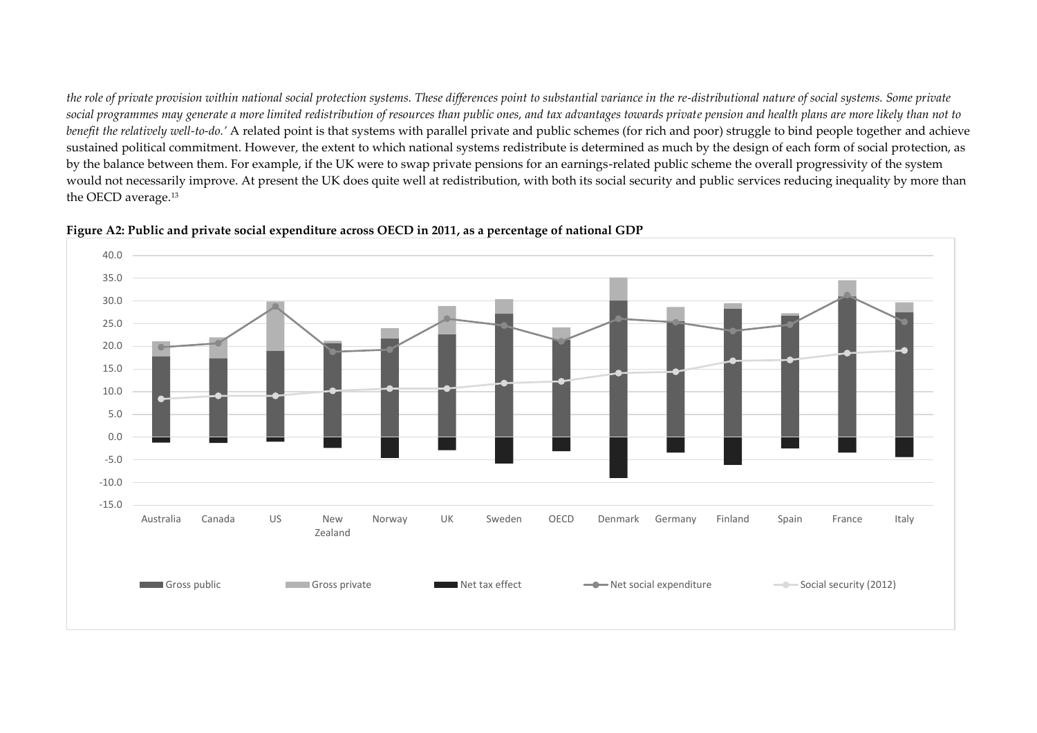*the role of private provision within national social protection systems. These differences point to substantial variance in the re-distributional nature of social systems. Some private social programmes may generate a more limited redistribution of resources than public ones, and tax advantages towards private pension and health plans are more likely than not to benefit the relatively well-to-do.'* A related point is that systems with parallel private and public schemes (for rich and poor) struggle to bind people together and achieve sustained political commitment. However, the extent to which national systems redistribute is determined as much by the design of each form of social protection, as by the balance between them. For example, if the UK were to swap private pensions for an earnings-related public scheme the overall progressivity of the system would not necessarily improve. At present the UK does quite well at redistribution, with both its social security and public services reducing inequality by more than the OECD average.[13]

**Figure A2: Public and private social expenditure across OECD in 2011, as a percentage of national GDP**

40.0
35.0
30.0
25.0
20.0
15.0
10.0
5.0
0.0
-5.0
-10.0
-15.0

Australia
Canada
US
New Zealand
Norway
UK
Sweden
OECD
Denmark
Germany
Finland
Spain
France
Italy

Gross public
Gross private
Net tax effect
Net social expenditure
Social security (2012)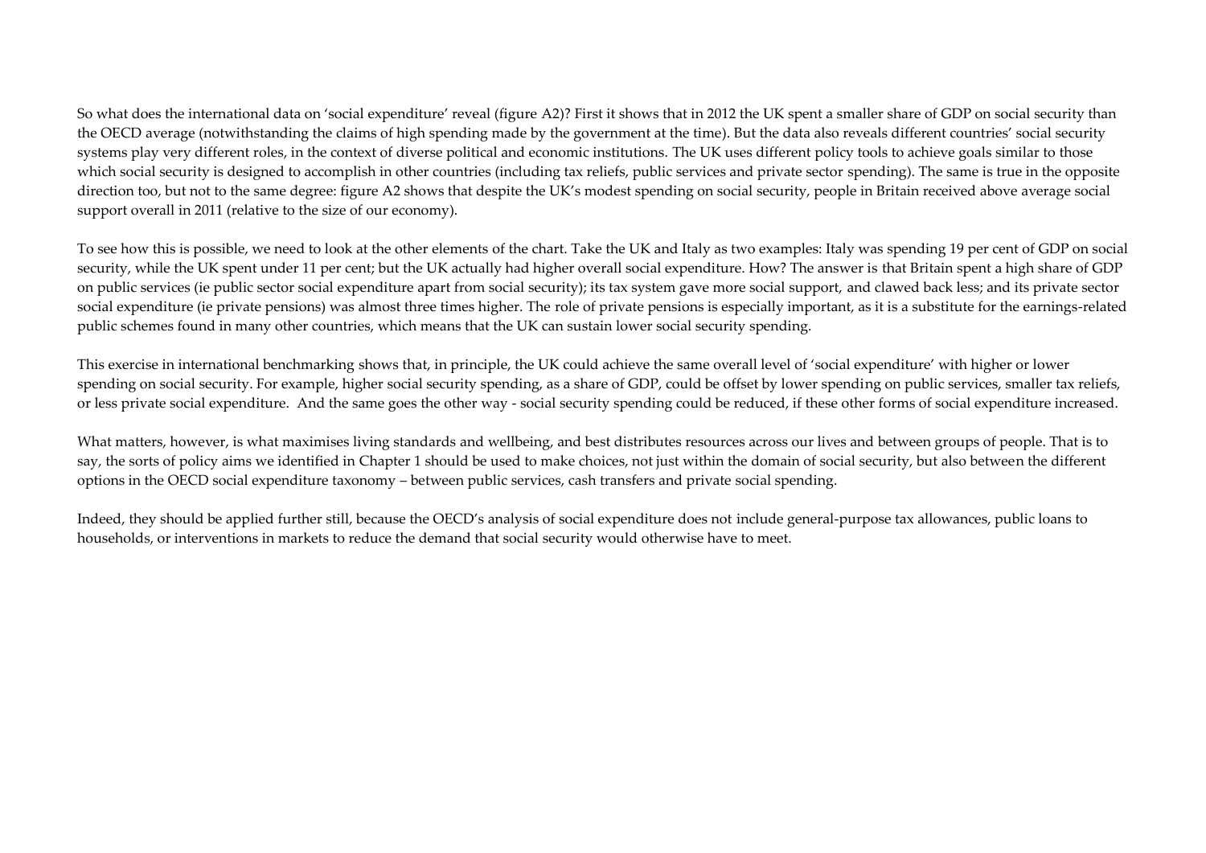So what does the international data on 'social expenditure' reveal (figure A2)? First it shows that in 2012 the UK spent a smaller share of GDP on social security than the OECD average (notwithstanding the claims of high spending made by the government at the time). But the data also reveals different countries' social security systems play very different roles, in the context of diverse political and economic institutions. The UK uses different policy tools to achieve goals similar to those which social security is designed to accomplish in other countries (including tax reliefs, public services and private sector spending). The same is true in the opposite direction too, but not to the same degree: figure A2 shows that despite the UK's modest spending on social security, people in Britain received above average social support overall in 2011 (relative to the size of our economy).

To see how this is possible, we need to look at the other elements of the chart. Take the UK and Italy as two examples: Italy was spending 19 per cent of GDP on social security, while the UK spent under 11 per cent; but the UK actually had higher overall social expenditure. How? The answer is that Britain spent a high share of GDP on public services (ie public sector social expenditure apart from social security); its tax system gave more social support, and clawed back less; and its private sector social expenditure (ie private pensions) was almost three times higher. The role of private pensions is especially important, as it is a substitute for the earnings-related public schemes found in many other countries, which means that the UK can sustain lower social security spending.

This exercise in international benchmarking shows that, in principle, the UK could achieve the same overall level of 'social expenditure' with higher or lower spending on social security. For example, higher social security spending, as a share of GDP, could be offset by lower spending on public services, smaller tax reliefs, or less private social expenditure. And the same goes the other way - social security spending could be reduced, if these other forms of social expenditure increased.

What matters, however, is what maximises living standards and wellbeing, and best distributes resources across our lives and between groups of people. That is to say, the sorts of policy aims we identified in Chapter 1 should be used to make choices, not just within the domain of social security, but also between the different options in the OECD social expenditure taxonomy – between public services, cash transfers and private social spending.

Indeed, they should be applied further still, because the OECD's analysis of social expenditure does not include general-purpose tax allowances, public loans to households, or interventions in markets to reduce the demand that social security would otherwise have to meet.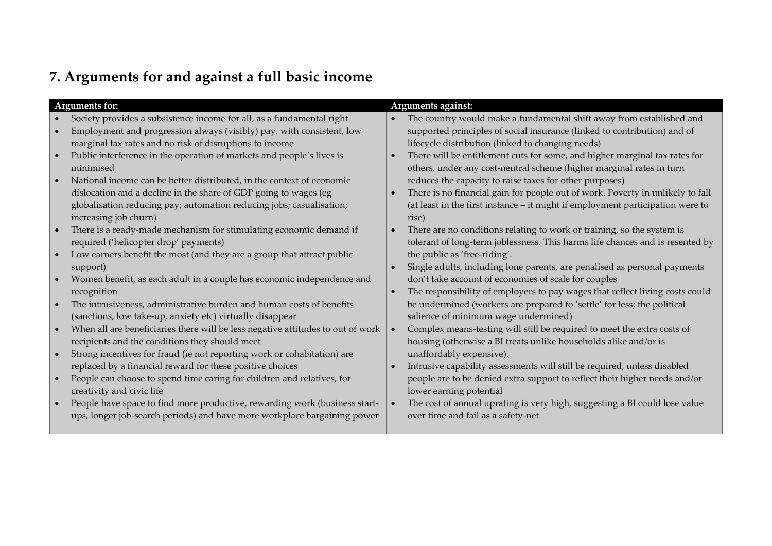## 7. Arguments for and against a full basic income

| Arguments for: | Arguments against: |
| --- | --- |
| • Society provides a subsistence income for all, as a fundamental right<br>• Employment and progression always (visibly) pay, with consistent, low marginal tax rates and no risk of disruptions to income<br>• Public interference in the operation of markets and people's lives is minimised<br>• National income can be better distributed, in the context of economic dislocation and a decline in the share of GDP going to wages (eg globalisation reducing pay; automation reducing jobs; casualisation; increasing job churn)<br>• There is a ready-made mechanism for stimulating economic demand if required ('helicopter drop' payments)<br>• Low earners benefit the most (and they are a group that attract public support)<br>• Women benefit, as each adult in a couple has economic independence and recognition<br>• The intrusiveness, administrative burden and human costs of benefits (sanctions, low take-up, anxiety etc) virtually disappear<br>• When all are beneficiaries there will be less negative attitudes to out of work recipients and the conditions they should meet<br>• Strong incentives for fraud (ie not reporting work or cohabitation) are replaced by a financial reward for these positive choices<br>• People can choose to spend time caring for children and relatives, for creativity and civic life<br>• People have space to find more productive, rewarding work (business start-ups, longer job-search periods) and have more workplace bargaining power | • The country would make a fundamental shift away from established and supported principles of social insurance (linked to contribution) and of lifecycle distribution (linked to changing needs)<br>• There will be entitlement cuts for some, and higher marginal tax rates for others, under any cost-neutral scheme (higher marginal rates in turn reduces the capacity to raise taxes for other purposes)<br>• There is no financial gain for people out of work. Poverty in unlikely to fall (at least in the first instance – it might if employment participation were to rise)<br>• There are no conditions relating to work or training, so the system is tolerant of long-term joblessness. This harms life chances and is resented by the public as 'free-riding'.<br>• Single adults, including lone parents, are penalised as personal payments don't take account of economies of scale for couples<br>• The responsibility of employers to pay wages that reflect living costs could be undermined (workers are prepared to 'settle' for less; the political salience of minimum wage undermined)<br>• Complex means-testing will still be required to meet the extra costs of housing (otherwise a BI treats unlike households alike and/or is unaffordably expensive).<br>• Intrusive capability assessments will still be required, unless disabled people are to be denied extra support to reflect their higher needs and/or lower earning potential<br>• The cost of annual uprating is very high, suggesting a BI could lose value over time and fail as a safety-net |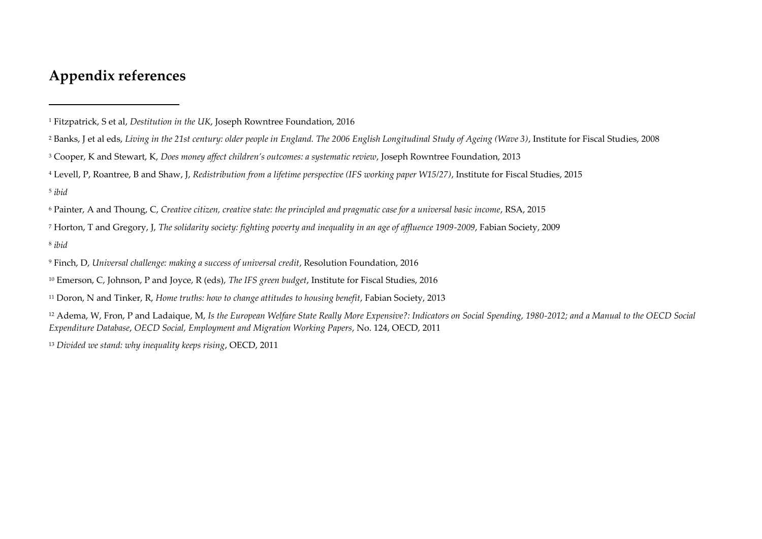## Appendix references

[1] Fitzpatrick, S et al, *Destitution in the UK*, Joseph Rowntree Foundation, 2016

[2] Banks, J et al eds, *Living in the 21st century: older people in England. The 2006 English Longitudinal Study of Ageing (Wave 3)*, Institute for Fiscal Studies, 2008

[3] Cooper, K and Stewart, K, *Does money affect children's outcomes: a systematic review*, Joseph Rowntree Foundation, 2013

[4] Levell, P, Roantree, B and Shaw, J, *Redistribution from a lifetime perspective (IFS working paper W15/27)*, Institute for Fiscal Studies, 2015

[5] *ibid*

[6] Painter, A and Thoung, C, *Creative citizen, creative state: the principled and pragmatic case for a universal basic income*, RSA, 2015

[7] Horton, T and Gregory, J, *The solidarity society: fighting poverty and inequality in an age of affluence 1909-2009*, Fabian Society, 2009

[8] *ibid*

[9] Finch, D, *Universal challenge: making a success of universal credit*, Resolution Foundation, 2016

[10] Emerson, C, Johnson, P and Joyce, R (eds), *The IFS green budget*, Institute for Fiscal Studies, 2016

[11] Doron, N and Tinker, R, *Home truths: how to change attitudes to housing benefit*, Fabian Society, 2013

[12] Adema, W, Fron, P and Ladaique, M, *Is the European Welfare State Really More Expensive?: Indicators on Social Spending, 1980-2012; and a Manual to the OECD Social Expenditure Database*, *OECD Social, Employment and Migration Working Papers*, No. 124, OECD, 2011

[13] *Divided we stand: why inequality keeps rising*, OECD, 2011